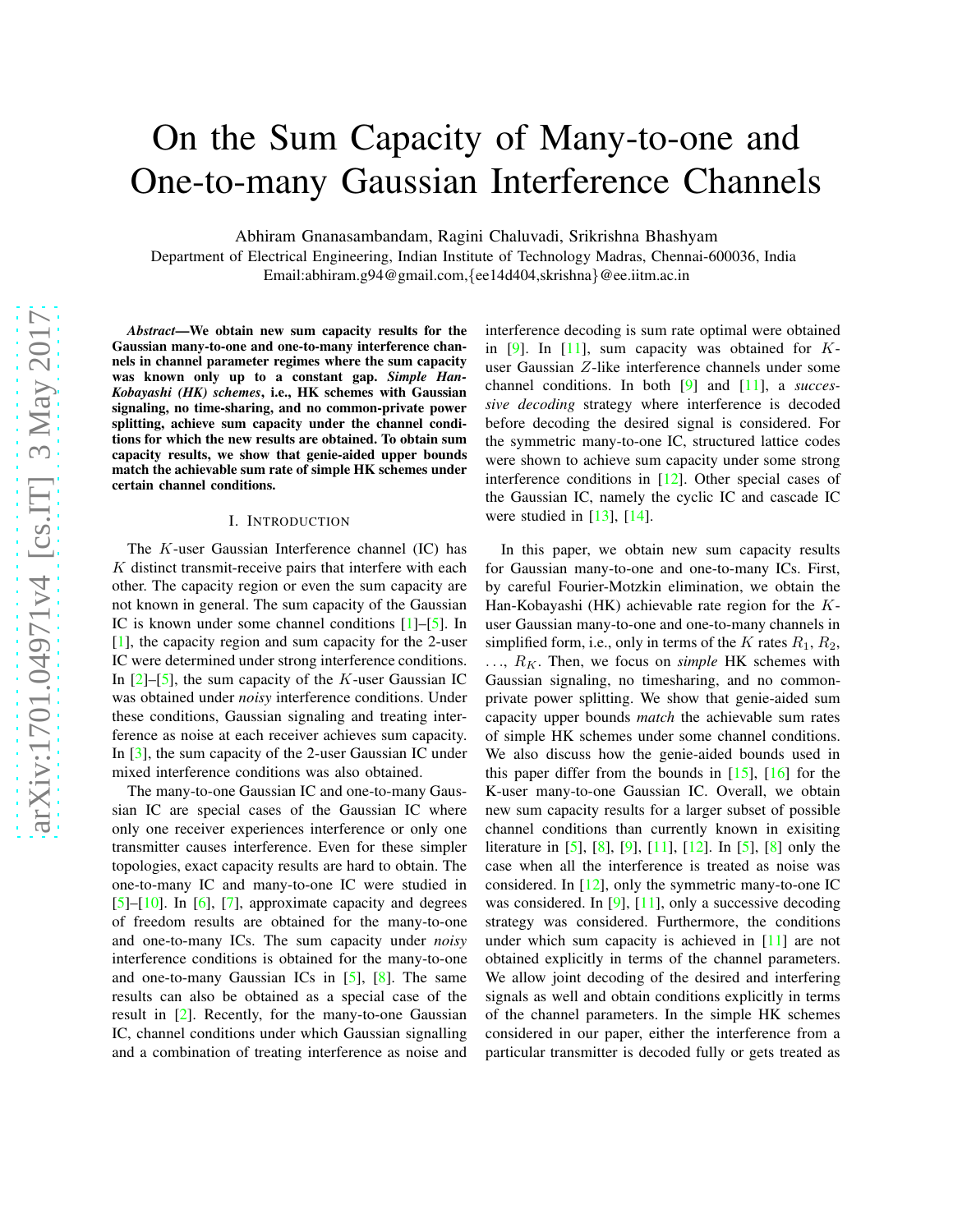# On the Sum Capacity of Many-to-one and One-to-many Gaussian Interference Channels

Abhiram Gnanasambandam, Ragini Chaluvadi, Srikrishna Bhashyam

Department of Electrical Engineering, Indian Institute of Technology Madras, Chennai-600036, India

Email:abhiram.g94@gmail.com,{ee14d404,skrishna}@ee.iitm.ac.in

***Abstract*—We obtain new sum capacity results for the Gaussian many-to-one and one-to-many interference channels in channel parameter regimes where the sum capacity was known only up to a constant gap. *Simple Han-Kobayashi (HK) schemes*, i.e., HK schemes with Gaussian signaling, no time-sharing, and no common-private power splitting, achieve sum capacity under the channel conditions for which the new results are obtained. To obtain sum capacity results, we show that genie-aided upper bounds match the achievable sum rate of simple HK schemes under certain channel conditions.**

## I. Introduction

The $K$-user Gaussian Interference channel (IC) has $K$ distinct transmit-receive pairs that interfere with each other. The capacity region or even the sum capacity are not known in general. The sum capacity of the Gaussian IC is known under some channel conditions [1]–[5]. In [1], the capacity region and sum capacity for the 2-user IC were determined under strong interference conditions. In [2]–[5], the sum capacity of the $K$-user Gaussian IC was obtained under *noisy* interference conditions. Under these conditions, Gaussian signaling and treating interference as noise at each receiver achieves sum capacity. In [3], the sum capacity of the 2-user Gaussian IC under mixed interference conditions was also obtained.

The many-to-one Gaussian IC and one-to-many Gaussian IC are special cases of the Gaussian IC where only one receiver experiences interference or only one transmitter causes interference. Even for these simpler topologies, exact capacity results are hard to obtain. The one-to-many IC and many-to-one IC were studied in [5]–[10]. In [6], [7], approximate capacity and degrees of freedom results are obtained for the many-to-one and one-to-many ICs. The sum capacity under *noisy* interference conditions is obtained for the many-to-one and one-to-many Gaussian ICs in [5], [8]. The same results can also be obtained as a special case of the result in [2]. Recently, for the many-to-one Gaussian IC, channel conditions under which Gaussian signalling and a combination of treating interference as noise and interference decoding is sum rate optimal were obtained in [9]. In [11], sum capacity was obtained for $K$-user Gaussian $Z$-like interference channels under some channel conditions. In both [9] and [11], a *successive decoding* strategy where interference is decoded before decoding the desired signal is considered. For the symmetric many-to-one IC, structured lattice codes were shown to achieve sum capacity under some strong interference conditions in [12]. Other special cases of the Gaussian IC, namely the cyclic IC and cascade IC were studied in [13], [14].

In this paper, we obtain new sum capacity results for Gaussian many-to-one and one-to-many ICs. First, by careful Fourier-Motzkin elimination, we obtain the Han-Kobayashi (HK) achievable rate region for the $K$-user Gaussian many-to-one and one-to-many channels in simplified form, i.e., only in terms of the $K$ rates $R_1$, $R_2$, $\ldots$, $R_K$. Then, we focus on *simple* HK schemes with Gaussian signaling, no timesharing, and no common-private power splitting. We show that genie-aided sum capacity upper bounds *match* the achievable sum rates of simple HK schemes under some channel conditions. We also discuss how the genie-aided bounds used in this paper differ from the bounds in [15], [16] for the K-user many-to-one Gaussian IC. Overall, we obtain new sum capacity results for a larger subset of possible channel conditions than currently known in exisiting literature in [5], [8], [9], [11], [12]. In [5], [8] only the case when all the interference is treated as noise was considered. In [12], only the symmetric many-to-one IC was considered. In [9], [11], only a successive decoding strategy was considered. Furthermore, the conditions under which sum capacity is achieved in [11] are not obtained explicitly in terms of the channel parameters. We allow joint decoding of the desired and interfering signals as well and obtain conditions explicitly in terms of the channel parameters. In the simple HK schemes considered in our paper, either the interference from a particular transmitter is decoded fully or gets treated as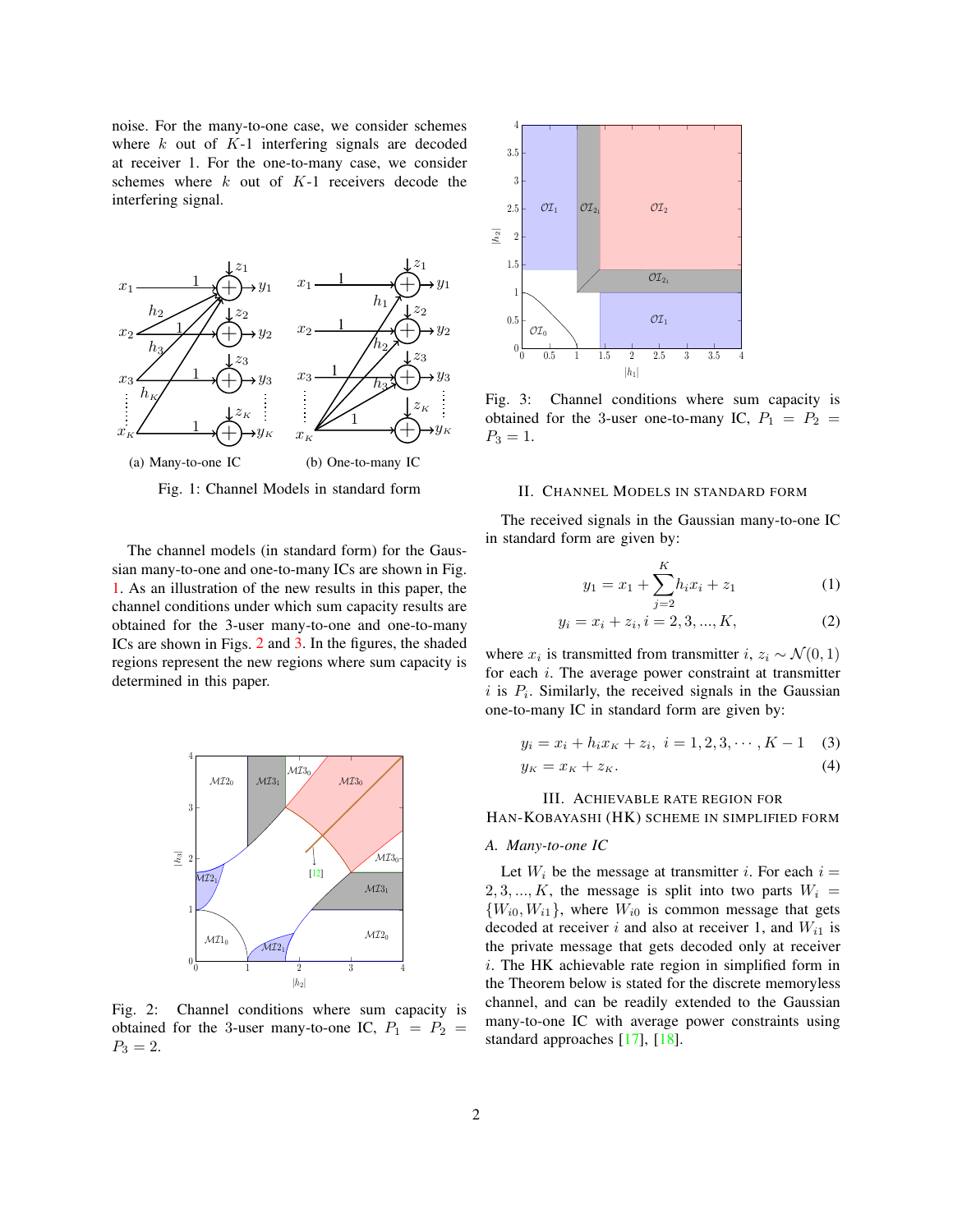noise. For the many-to-one case, we consider schemes where $k$ out of $K$-1 interfering signals are decoded at receiver 1. For the one-to-many case, we consider schemes where $k$ out of $K$-1 receivers decode the interfering signal.

(a) Many-to-one IC (b) One-to-many IC

Fig. 1: Channel Models in standard form

The channel models (in standard form) for the Gaussian many-to-one and one-to-many ICs are shown in Fig. 1. As an illustration of the new results in this paper, the channel conditions under which sum capacity results are obtained for the 3-user many-to-one and one-to-many ICs are shown in Figs. 2 and 3. In the figures, the shaded regions represent the new regions where sum capacity is determined in this paper.

Fig. 2: Channel conditions where sum capacity is obtained for the 3-user many-to-one IC, $P_1 = P_2 = P_3 = 2$.

Fig. 3: Channel conditions where sum capacity is obtained for the 3-user one-to-many IC, $P_1 = P_2 = P_3 = 1$.

## II. Channel Models in Standard Form

The received signals in the Gaussian many-to-one IC in standard form are given by:

$$y_1 = x_1 + \sum_{j=2}^{K} h_i x_i + z_1 \tag{1}$$

$$y_i = x_i + z_i, i = 2, 3, ..., K, \tag{2}$$

where $x_i$ is transmitted from transmitter $i$, $z_i \sim \mathcal{N}(0, 1)$ for each $i$. The average power constraint at transmitter $i$ is $P_i$. Similarly, the received signals in the Gaussian one-to-many IC in standard form are given by:

$$y_i = x_i + h_i x_K + z_i, \; i = 1, 2, 3, \cdots, K - 1 \tag{3}$$

$$y_K = x_K + z_K. \tag{4}$$

## III. Achievable Rate Region for Han-Kobayashi (HK) Scheme in Simplified Form

### A. Many-to-one IC

Let $W_i$ be the message at transmitter $i$. For each $i = 2, 3, ..., K$, the message is split into two parts $W_i = \{W_{i0}, W_{i1}\}$, where $W_{i0}$ is common message that gets decoded at receiver $i$ and also at receiver 1, and $W_{i1}$ is the private message that gets decoded only at receiver $i$. The HK achievable rate region in simplified form in the Theorem below is stated for the discrete memoryless channel, and can be readily extended to the Gaussian many-to-one IC with average power constraints using standard approaches [17], [18].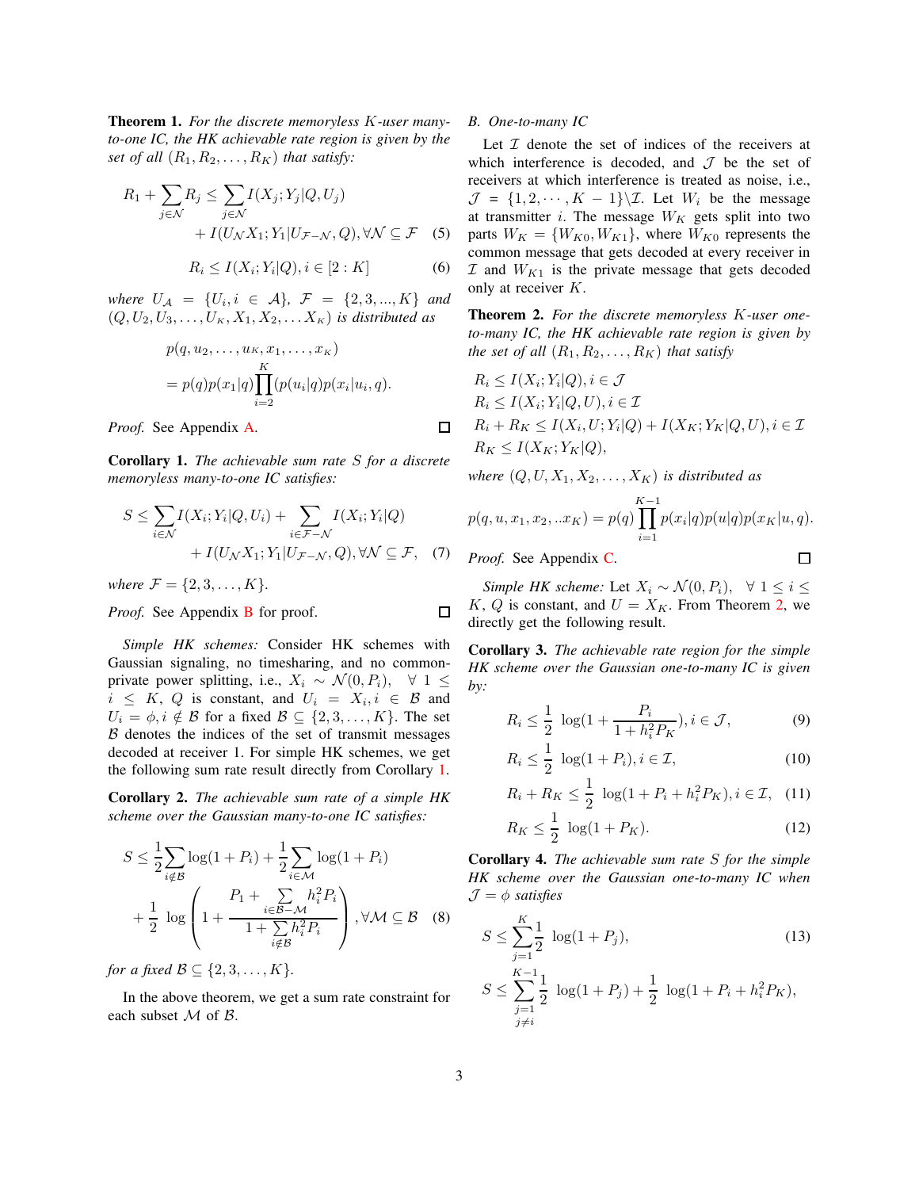**Theorem 1.** *For the discrete memoryless $K$-user many-to-one IC, the HK achievable rate region is given by the set of all $(R_1, R_2, \ldots, R_K)$ that satisfy:*

$$R_1 + \sum_{j \in \mathcal{N}} R_j \leq \sum_{j \in \mathcal{N}} I(X_j; Y_j | Q, U_j) + I(U_{\mathcal{N}} X_1; Y_1 | U_{\mathcal{F}-\mathcal{N}}, Q), \forall \mathcal{N} \subseteq \mathcal{F} \quad (5)$$

$$R_i \leq I(X_i; Y_i | Q), i \in [2:K] \quad (6)$$

*where $U_{\mathcal{A}} = \{U_i, i \in \mathcal{A}\}$, $\mathcal{F} = \{2, 3, ..., K\}$ and $(Q, U_2, U_3, \ldots, U_K, X_1, X_2, \ldots X_K)$ is distributed as*

$$p(q, u_2, \ldots, u_K, x_1, \ldots, x_K) = p(q) p(x_1|q) \prod_{i=2}^{K} (p(u_i|q) p(x_i|u_i, q)).$$

*Proof.* See Appendix A. ☐

**Corollary 1.** *The achievable sum rate $S$ for a discrete memoryless many-to-one IC satisfies:*

$$S \leq \sum_{i \in \mathcal{N}} I(X_i; Y_i | Q, U_i) + \sum_{i \in \mathcal{F}-\mathcal{N}} I(X_i; Y_i | Q) + I(U_{\mathcal{N}} X_1; Y_1 | U_{\mathcal{F}-\mathcal{N}}, Q), \forall \mathcal{N} \subseteq \mathcal{F}, \quad (7)$$

*where $\mathcal{F} = \{2, 3, \ldots, K\}$.*

*Proof.* See Appendix B for proof. ☐

*Simple HK schemes:* Consider HK schemes with Gaussian signaling, no timesharing, and no common-private power splitting, i.e., $X_i \sim \mathcal{N}(0, P_i)$, $\forall\ 1 \leq i \leq K$, $Q$ is constant, and $U_i = X_i, i \in \mathcal{B}$ and $U_i = \phi, i \notin \mathcal{B}$ for a fixed $\mathcal{B} \subseteq \{2, 3, \ldots, K\}$. The set $\mathcal{B}$ denotes the indices of the set of transmit messages decoded at receiver 1. For simple HK schemes, we get the following sum rate result directly from Corollary 1.

**Corollary 2.** *The achievable sum rate of a simple HK scheme over the Gaussian many-to-one IC satisfies:*

$$S \leq \frac{1}{2} \sum_{i \notin \mathcal{B}} \log(1 + P_i) + \frac{1}{2} \sum_{i \in \mathcal{M}} \log(1 + P_i) + \frac{1}{2} \log\left(1 + \frac{P_1 + \sum_{i \in \mathcal{B}-\mathcal{M}} h_i^2 P_i}{1 + \sum_{i \notin \mathcal{B}} h_i^2 P_i}\right), \forall \mathcal{M} \subseteq \mathcal{B} \quad (8)$$

*for a fixed $\mathcal{B} \subseteq \{2, 3, \ldots, K\}$.*

In the above theorem, we get a sum rate constraint for each subset $\mathcal{M}$ of $\mathcal{B}$.

### B. One-to-many IC

Let $\mathcal{I}$ denote the set of indices of the receivers at which interference is decoded, and $\mathcal{J}$ be the set of receivers at which interference is treated as noise, i.e., $\mathcal{J} = \{1, 2, \cdots, K-1\} \backslash \mathcal{I}$. Let $W_i$ be the message at transmitter $i$. The message $W_K$ gets split into two parts $W_K = \{W_{K0}, W_{K1}\}$, where $W_{K0}$ represents the common message that gets decoded at every receiver in $\mathcal{I}$ and $W_{K1}$ is the private message that gets decoded only at receiver $K$.

**Theorem 2.** *For the discrete memoryless $K$-user one-to-many IC, the HK achievable rate region is given by the set of all $(R_1, R_2, \ldots, R_K)$ that satisfy*

$$R_i \leq I(X_i; Y_i | Q), i \in \mathcal{J}$$
$$R_i \leq I(X_i; Y_i | Q, U), i \in \mathcal{I}$$
$$R_i + R_K \leq I(X_i, U; Y_i | Q) + I(X_K; Y_K | Q, U), i \in \mathcal{I}$$
$$R_K \leq I(X_K; Y_K | Q),$$

*where $(Q, U, X_1, X_2, \ldots, X_K)$ is distributed as*

$$p(q, u, x_1, x_2, ..x_K) = p(q) \prod_{i=1}^{K-1} p(x_i|q) p(u|q) p(x_K|u, q).$$

*Proof.* See Appendix C. ☐

*Simple HK scheme:* Let $X_i \sim \mathcal{N}(0, P_i)$, $\forall\ 1 \leq i \leq K$, $Q$ is constant, and $U = X_K$. From Theorem 2, we directly get the following result.

**Corollary 3.** *The achievable rate region for the simple HK scheme over the Gaussian one-to-many IC is given by:*

$$R_i \leq \frac{1}{2} \log(1 + \frac{P_i}{1 + h_i^2 P_K}), i \in \mathcal{J}, \quad (9)$$

$$R_i \leq \frac{1}{2} \log(1 + P_i), i \in \mathcal{I}, \quad (10)$$

$$R_i + R_K \leq \frac{1}{2} \log(1 + P_i + h_i^2 P_K), i \in \mathcal{I}, \quad (11)$$

$$R_K \leq \frac{1}{2} \log(1 + P_K). \quad (12)$$

**Corollary 4.** *The achievable sum rate $S$ for the simple HK scheme over the Gaussian one-to-many IC when $\mathcal{J} = \phi$ satisfies*

$$S \leq \sum_{j=1}^{K} \frac{1}{2} \log(1 + P_j), \quad (13)$$

$$S \leq \sum_{\substack{j=1 \\ j \neq i}}^{K-1} \frac{1}{2} \log(1 + P_j) + \frac{1}{2} \log(1 + P_i + h_i^2 P_K),$$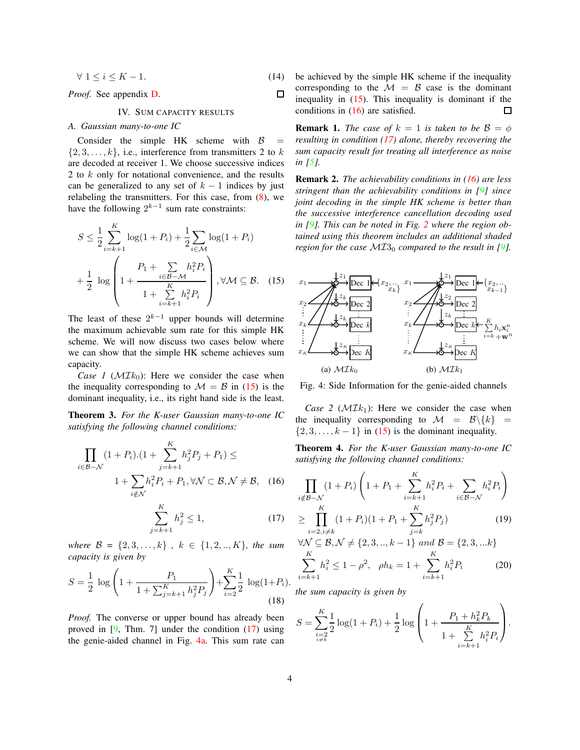$\forall\ 1 \le i \le K-1.$ (14)

*Proof.* See appendix D. ◻

## IV. Sum Capacity Results

### A. Gaussian many-to-one IC

Consider the simple HK scheme with $\mathcal{B} = \{2,3,\ldots,k\}$, i.e., interference from transmitters 2 to $k$ are decoded at receiver 1. We choose successive indices 2 to $k$ only for notational convenience, and the results can be generalized to any set of $k-1$ indices by just relabeling the transmitters. For this case, from (8), we have the following $2^{k-1}$ sum rate constraints:

$$S \le \frac{1}{2}\sum_{i=k+1}^{K} \log(1+P_i) + \frac{1}{2}\sum_{i\in\mathcal{M}} \log(1+P_i) + \frac{1}{2}\log\left(1+\frac{P_1 + \sum\limits_{i\in\mathcal{B}-\mathcal{M}} h_i^2 P_i}{1+\sum\limits_{i=k+1}^{K} h_i^2 P_i}\right), \forall \mathcal{M}\subseteq\mathcal{B}. \quad (15)$$

The least of these $2^{k-1}$ upper bounds will determine the maximum achievable sum rate for this simple HK scheme. We will now discuss two cases below where we can show that the simple HK scheme achieves sum capacity.

*Case 1* ($\mathcal{MI}k_0$): Here we consider the case when the inequality corresponding to $\mathcal{M}=\mathcal{B}$ in (15) is the dominant inequality, i.e., its right hand side is the least.

**Theorem 3.** *For the K-user Gaussian many-to-one IC satisfying the following channel conditions:*

$$\prod_{i\in\mathcal{B}-\mathcal{N}} (1+P_i).(1+\sum_{j=k+1}^{K} h_j^2 P_j + P_1) \le 1 + \sum_{i\notin\mathcal{N}} h_i^2 P_i + P_1, \forall \mathcal{N}\subset\mathcal{B}, \mathcal{N}\neq\mathcal{B}, \quad (16)$$

$$\sum_{j=k+1}^{K} h_j^2 \le 1, \quad (17)$$

*where* $\mathcal{B}=\{2,3,\ldots,k\}$ *,* $k\in\{1,2,..,K\}$*, the sum capacity is given by*

$$S = \frac{1}{2}\log\left(1+\frac{P_1}{1+\sum_{j=k+1}^{K} h_j^2 P_j}\right) + \sum_{i=2}^{K}\frac{1}{2}\log(1+P_i). \quad (18)$$

*Proof.* The converse or upper bound has already been proved in [9, Thm. 7] under the condition (17) using the genie-aided channel in Fig. 4a. This sum rate can be achieved by the simple HK scheme if the inequality corresponding to the $\mathcal{M}=\mathcal{B}$ case is the dominant inequality in (15). This inequality is dominant if the conditions in (16) are satisfied. ◻

**Remark 1.** *The case of $k=1$ is taken to be $\mathcal{B}=\phi$ resulting in condition (17) alone, thereby recovering the sum capacity result for treating all interference as noise in [5].*

**Remark 2.** *The achievability conditions in (16) are less stringent than the achievability conditions in [9] since joint decoding in the simple HK scheme is better than the successive interference cancellation decoding used in [9]. This can be noted in Fig. 2 where the region obtained using this theorem includes an additional shaded region for the case $\mathcal{MI}3_0$ compared to the result in [9].*

$x_1$ $z_1$ Dec 1 $\{x_2,..x_k\}$ $x_2$ $z_k$ Dec 2 $x_k$ $z_k$ Dec $k$ $x_K$ $z_K$ Dec $K$

(a) $\mathcal{MI}k_0$

$x_1$ $z_1$ Dec 1 $\{x_2,..x_{k-1}\}$ $x_2$ $z_2$ Dec 2 $x_k$ $z_k$ Dec $k$ $\sum_{i=k}^{K} h_i\mathbf{x}_i^n + \mathbf{w}^n$ $x_K$ $z_K$ Dec $K$

(b) $\mathcal{MI}k_1$

Fig. 4: Side Information for the genie-aided channels

*Case 2* ($\mathcal{MI}k_1$): Here we consider the case when the inequality corresponding to $\mathcal{M}=\mathcal{B}\backslash\{k\}=\{2,3,\ldots,k-1\}$ in (15) is the dominant inequality.

**Theorem 4.** *For the K-user Gaussian many-to-one IC satisfying the following channel conditions:*

$$\prod_{i\notin\mathcal{B}-\mathcal{N}} (1+P_i)\left(1+P_1+\sum_{i=k+1}^{K} h_i^2 P_i + \sum_{i\in\mathcal{B}-\mathcal{N}} h_i^2 P_i\right) \ge \prod_{i=2,i\neq k}^{K} (1+P_i)(1+P_1+\sum_{j=k}^{K} h_j^2 P_j) \quad (19)$$

$\forall \mathcal{N}\subseteq\mathcal{B}, \mathcal{N}\neq\{2,3,..,k-1\}$ *and* $\mathcal{B}=\{2,3,...k\}$

$$\sum_{i=k+1}^{K} h_i^2 \le 1-\rho^2, \quad \rho h_k = 1+\sum_{i=k+1}^{K} h_i^2 P_i \quad (20)$$

*the sum capacity is given by*

$$S = \sum_{\substack{i=2\\ i\neq k}}^{K}\frac{1}{2}\log(1+P_i) + \frac{1}{2}\log\left(1+\frac{P_1+h_k^2 P_k}{1+\sum\limits_{i=k+1}^{K} h_i^2 P_i}\right).$$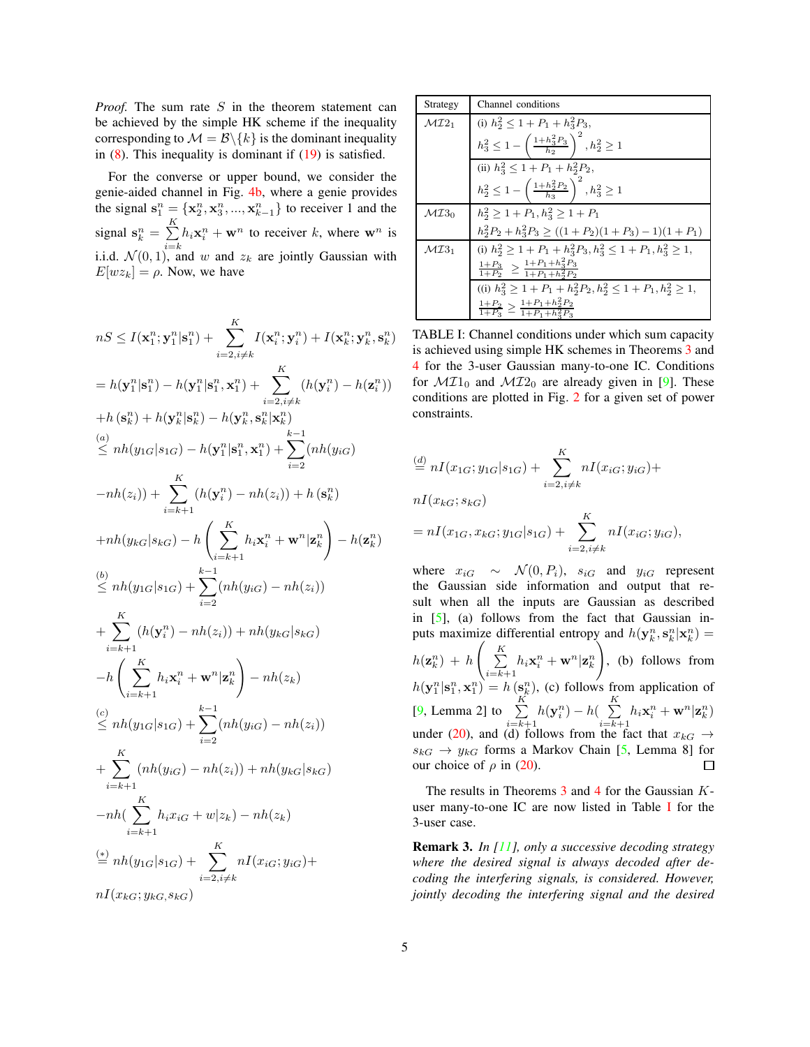*Proof.* The sum rate $S$ in the theorem statement can be achieved by the simple HK scheme if the inequality corresponding to $\mathcal{M} = \mathcal{B}\backslash\{k\}$ is the dominant inequality in (8). This inequality is dominant if (19) is satisfied.

For the converse or upper bound, we consider the genie-aided channel in Fig. 4b, where a genie provides the signal $\mathbf{s}_1^n = \{\mathbf{x}_2^n, \mathbf{x}_3^n, ..., \mathbf{x}_{k-1}^n\}$ to receiver 1 and the signal $\mathbf{s}_k^n = \sum_{i=k}^{K} h_i \mathbf{x}_i^n + \mathbf{w}^n$ to receiver $k$, where $\mathbf{w}^n$ is i.i.d. $\mathcal{N}(0, 1)$, and $w$ and $z_k$ are jointly Gaussian with $E[wz_k] = \rho$. Now, we have

$$
\begin{aligned}
nS &\leq I(\mathbf{x}_1^n; \mathbf{y}_1^n | \mathbf{s}_1^n) + \sum_{i=2, i\neq k}^{K} I(\mathbf{x}_i^n; \mathbf{y}_i^n) + I(\mathbf{x}_k^n; \mathbf{y}_k^n, \mathbf{s}_k^n) \\
&= h(\mathbf{y}_1^n | \mathbf{s}_1^n) - h(\mathbf{y}_1^n | \mathbf{s}_1^n, \mathbf{x}_1^n) + \sum_{i=2, i\neq k}^{K} (h(\mathbf{y}_i^n) - h(\mathbf{z}_i^n)) \\
&\quad + h(\mathbf{s}_k^n) + h(\mathbf{y}_k^n | \mathbf{s}_k^n) - h(\mathbf{y}_k^n, \mathbf{s}_k^n | \mathbf{x}_k^n) \\
&\overset{(a)}{\leq} nh(y_{1G} | s_{1G}) - h(\mathbf{y}_1^n | \mathbf{s}_1^n, \mathbf{x}_1^n) + \sum_{i=2}^{k-1} (nh(y_{iG}) \\
&\quad - nh(z_i)) + \sum_{i=k+1}^{K} (h(\mathbf{y}_i^n) - nh(z_i)) + h(\mathbf{s}_k^n) \\
&\quad + nh(y_{kG} | s_{kG}) - h\left(\sum_{i=k+1}^{K} h_i \mathbf{x}_i^n + \mathbf{w}^n | \mathbf{z}_k^n\right) - h(\mathbf{z}_k^n) \\
&\overset{(b)}{\leq} nh(y_{1G} | s_{1G}) + \sum_{i=2}^{k-1} (nh(y_{iG}) - nh(z_i)) \\
&\quad + \sum_{i=k+1}^{K} (h(\mathbf{y}_i^n) - nh(z_i)) + nh(y_{kG} | s_{kG}) \\
&\quad - h\left(\sum_{i=k+1}^{K} h_i \mathbf{x}_i^n + \mathbf{w}^n | \mathbf{z}_k^n\right) - nh(z_k) \\
&\overset{(c)}{\leq} nh(y_{1G} | s_{1G}) + \sum_{i=2}^{k-1} (nh(y_{iG}) - nh(z_i)) \\
&\quad + \sum_{i=k+1}^{K} (nh(y_{iG}) - nh(z_i)) + nh(y_{kG} | s_{kG}) \\
&\quad - nh\left(\sum_{i=k+1}^{K} h_i x_{iG} + w | z_k\right) - nh(z_k) \\
&\overset{(*)}{=} nh(y_{1G} | s_{1G}) + \sum_{i=2, i\neq k}^{K} nI(x_{iG}; y_{iG}) + \\
&\quad nI(x_{kG}; y_{kG}, s_{kG})
\end{aligned}
$$

| Strategy | Channel conditions |
|---|---|
| $\mathcal{MI}2_1$ | (i) $h_2^2 \leq 1 + P_1 + h_3^2 P_3$, $h_3^2 \leq 1 - \left(\frac{1+h_3^2 P_3}{h_2}\right)^2, h_2^2 \geq 1$ |
| | (ii) $h_3^2 \leq 1 + P_1 + h_2^2 P_2$, $h_2^2 \leq 1 - \left(\frac{1+h_2^2 P_2}{h_3}\right)^2, h_3^2 \geq 1$ |
| $\mathcal{MI}3_0$ | $h_2^2 \geq 1 + P_1, h_3^2 \geq 1 + P_1$ $h_2^2 P_2 + h_3^2 P_3 \geq ((1+P_2)(1+P_3) - 1)(1+P_1)$ |
| $\mathcal{MI}3_1$ | (i) $h_2^2 \geq 1 + P_1 + h_3^2 P_3, h_3^2 \leq 1 + P_1, h_2^2 \geq 1$, $\frac{1+P_3}{1+P_2} \geq \frac{1+P_1+h_3^2 P_3}{1+P_1+h_2^2 P_2}$ |
| | ((i) $h_3^2 \geq 1 + P_1 + h_2^2 P_2, h_2^2 \leq 1 + P_1, h_2^2 \geq 1$, $\frac{1+P_2}{1+P_3} \geq \frac{1+P_1+h_2^2 P_2}{1+P_1+h_3^2 P_3}$ |

TABLE I: Channel conditions under which sum capacity is achieved using simple HK schemes in Theorems 3 and 4 for the 3-user Gaussian many-to-one IC. Conditions for $\mathcal{MI}1_0$ and $\mathcal{MI}2_0$ are already given in [9]. These conditions are plotted in Fig. 2 for a given set of power constraints.

$$
\begin{aligned}
&\overset{(d)}{=} nI(x_{1G}; y_{1G} | s_{1G}) + \sum_{i=2, i\neq k}^{K} nI(x_{iG}; y_{iG}) + \\
&\quad nI(x_{kG}; s_{kG}) \\
&= nI(x_{1G}, x_{kG}; y_{1G} | s_{1G}) + \sum_{i=2, i\neq k}^{K} nI(x_{iG}; y_{iG}),
\end{aligned}
$$

where $x_{iG} \sim \mathcal{N}(0, P_i)$, $s_{iG}$ and $y_{iG}$ represent the Gaussian side information and output that result when all the inputs are Gaussian as described in [5], (a) follows from the fact that Gaussian inputs maximize differential entropy and $h(\mathbf{y}_k^n, \mathbf{s}_k^n | \mathbf{x}_k^n) = h(\mathbf{z}_k^n) + h\left(\sum_{i=k+1}^{K} h_i \mathbf{x}_i^n + \mathbf{w}^n | \mathbf{z}_k^n\right)$, (b) follows from $h(\mathbf{y}_1^n | \mathbf{s}_1^n, \mathbf{x}_1^n) = h(\mathbf{s}_k^n)$, (c) follows from application of [9, Lemma 2] to $\sum_{i=k+1}^{K} h(\mathbf{y}_i^n) - h(\sum_{i=k+1}^{K} h_i \mathbf{x}_i^n + \mathbf{w}^n | \mathbf{z}_k^n)$ under (20), and (d) follows from the fact that $x_{kG} \rightarrow s_{kG} \rightarrow y_{kG}$ forms a Markov Chain [5, Lemma 8] for our choice of $\rho$ in (20). ☐

The results in Theorems 3 and 4 for the Gaussian $K$-user many-to-one IC are now listed in Table I for the 3-user case.

**Remark 3.** *In [11], only a successive decoding strategy where the desired signal is always decoded after decoding the interfering signals, is considered. However, jointly decoding the interfering signal and the desired*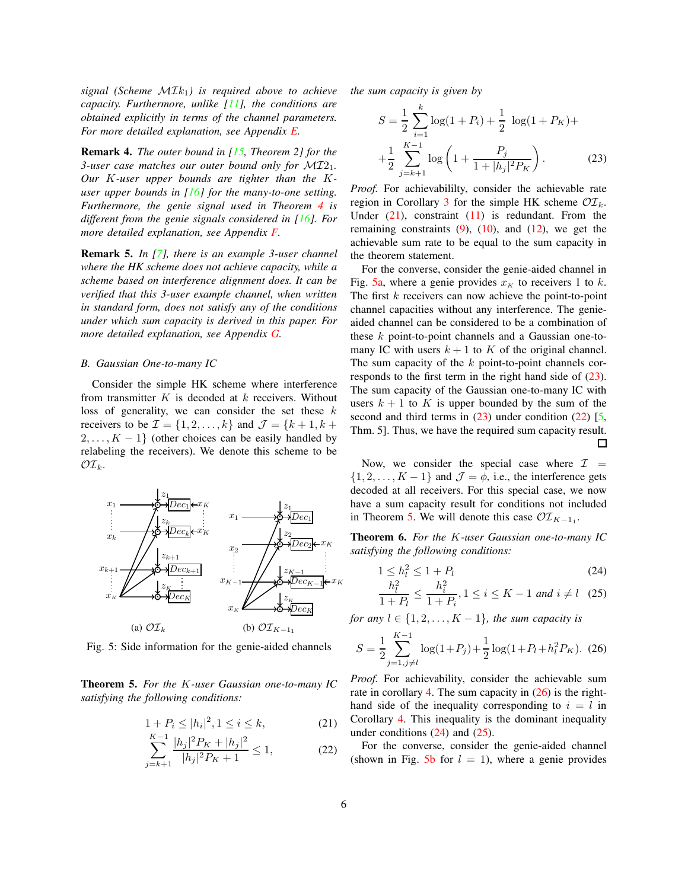*signal (Scheme $\mathcal{MI}k_1$) is required above to achieve capacity. Furthermore, unlike [11], the conditions are obtained explicitly in terms of the channel parameters. For more detailed explanation, see Appendix E.*

**Remark 4.** *The outer bound in [15, Theorem 2] for the 3-user case matches our outer bound only for $\mathcal{MI}2_1$. Our $K$-user upper bounds are tighter than the $K$-user upper bounds in [16] for the many-to-one setting. Furthermore, the genie signal used in Theorem 4 is different from the genie signals considered in [16]. For more detailed explanation, see Appendix F.*

**Remark 5.** *In [7], there is an example 3-user channel where the HK scheme does not achieve capacity, while a scheme based on interference alignment does. It can be verified that this 3-user example channel, when written in standard form, does not satisfy any of the conditions under which sum capacity is derived in this paper. For more detailed explanation, see Appendix G.*

### B. Gaussian One-to-many IC

Consider the simple HK scheme where interference from transmitter $K$ is decoded at $k$ receivers. Without loss of generality, we can consider the set these $k$ receivers to be $\mathcal{I} = \{1, 2, \ldots, k\}$ and $\mathcal{J} = \{k+1, k+2, \ldots, K-1\}$ (other choices can be easily handled by relabeling the receivers). We denote this scheme to be $\mathcal{OI}_k$.

(a) $\mathcal{OI}_k$ (b) $\mathcal{OI}_{K-1_1}$

Fig. 5: Side information for the genie-aided channels

**Theorem 5.** *For the $K$-user Gaussian one-to-many IC satisfying the following conditions:*

$$1 + P_i \le |h_i|^2, 1 \le i \le k, \tag{21}$$

$$\sum_{j=k+1}^{K-1} \frac{|h_j|^2 P_K + |h_j|^2}{|h_j|^2 P_K + 1} \le 1, \tag{22}$$

*the sum capacity is given by*

$$S = \frac{1}{2} \sum_{i=1}^{k} \log(1 + P_i) + \frac{1}{2} \log(1 + P_K) + $$
$$+ \frac{1}{2} \sum_{j=k+1}^{K-1} \log\left(1 + \frac{P_j}{1 + |h_j|^2 P_K}\right). \tag{23}$$

*Proof.* For achievabililty, consider the achievable rate region in Corollary 3 for the simple HK scheme $\mathcal{OI}_k$. Under (21), constraint (11) is redundant. From the remaining constraints (9), (10), and (12), we get the achievable sum rate to be equal to the sum capacity in the theorem statement.

For the converse, consider the genie-aided channel in Fig. 5a, where a genie provides $x_K$ to receivers 1 to $k$. The first $k$ receivers can now achieve the point-to-point channel capacities without any interference. The genie-aided channel can be considered to be a combination of these $k$ point-to-point channels and a Gaussian one-to-many IC with users $k+1$ to $K$ of the original channel. The sum capacity of the $k$ point-to-point channels corresponds to the first term in the right hand side of (23). The sum capacity of the Gaussian one-to-many IC with users $k+1$ to $K$ is upper bounded by the sum of the second and third terms in (23) under condition (22) [5, Thm. 5]. Thus, we have the required sum capacity result. □

Now, we consider the special case where $\mathcal{I} = \{1, 2, \ldots, K-1\}$ and $\mathcal{J} = \phi$, i.e., the interference gets decoded at all receivers. For this special case, we now have a sum capacity result for conditions not included in Theorem 5. We will denote this case $\mathcal{OI}_{K-1_1}$.

**Theorem 6.** *For the $K$-user Gaussian one-to-many IC satisfying the following conditions:*

$$1 \le h_l^2 \le 1 + P_l \tag{24}$$

$$\frac{h_l^2}{1 + P_l} \le \frac{h_i^2}{1 + P_i}, 1 \le i \le K-1 \text{ and } i \ne l \tag{25}$$

*for any $l \in \{1, 2, \ldots, K-1\}$, the sum capacity is*

$$S = \frac{1}{2} \sum_{j=1, j \ne l}^{K-1} \log(1 + P_j) + \frac{1}{2} \log(1 + P_l + h_l^2 P_K). \tag{26}$$

*Proof.* For achievability, consider the achievable sum rate in corollary 4. The sum capacity in (26) is the right-hand side of the inequality corresponding to $i = l$ in Corollary 4. This inequality is the dominant inequality under conditions (24) and (25).

For the converse, consider the genie-aided channel (shown in Fig. 5b for $l = 1$), where a genie provides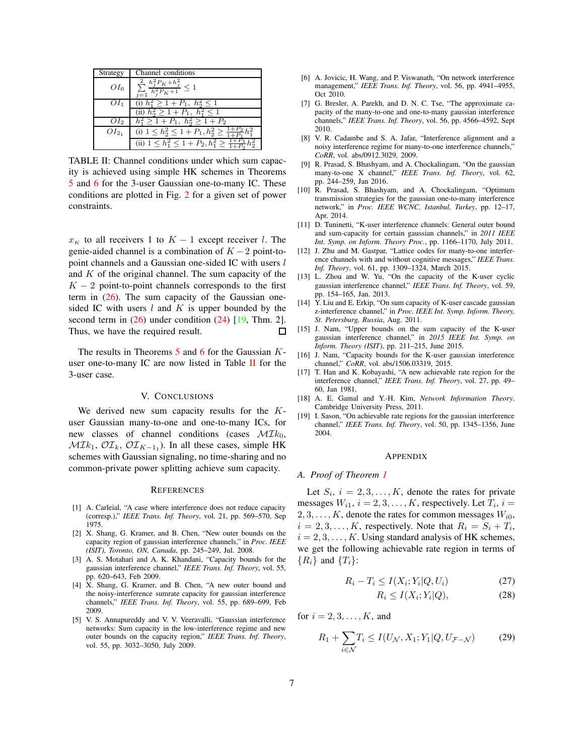| Strategy | Channel conditions |
| --- | --- |
| $OI_0$ | $\sum_{j=1}^{2} \frac{h_j^2 P_K + h_j^2}{h_j^2 P_K + 1} \leq 1$ |
| $OI_1$ | (i) $h_1^2 \geq 1 + P_1,\ h_2^2 \leq 1$ |
| | (ii) $h_2^2 \geq 1 + P_1,\ h_1^2 \leq 1$ |
| $OI_2$ | $h_1^2 \geq 1 + P_1,\ h_2^2 \geq 1 + P_2$ |
| $OI_{2_1}$ | (i) $1 \leq h_2^2 \leq 1 + P_1, h_2^2 \geq \frac{1+P_2}{1+P_1} h_1^2$ |
| | (ii) $1 \leq h_1^2 \leq 1 + P_2, h_1^2 \geq \frac{1+P_1}{1+P_2} h_2^2$ |

TABLE II: Channel conditions under which sum capacity is achieved using simple HK schemes in Theorems 5 and 6 for the 3-user Gaussian one-to-many IC. These conditions are plotted in Fig. 2 for a given set of power constraints.

$x_K$ to all receivers 1 to $K-1$ except receiver $l$. The genie-aided channel is a combination of $K-2$ point-to-point channels and a Gaussian one-sided IC with users $l$ and $K$ of the original channel. The sum capacity of the $K-2$ point-to-point channels corresponds to the first term in (26). The sum capacity of the Gaussian one-sided IC with users $l$ and $K$ is upper bounded by the second term in (26) under condition (24) [19, Thm. 2]. Thus, we have the required result. $\square$

The results in Theorems 5 and 6 for the Gaussian $K$-user one-to-many IC are now listed in Table II for the 3-user case.

## V. Conclusions

We derived new sum capacity results for the $K$-user Gaussian many-to-one and one-to-many ICs, for new classes of channel conditions (cases $\mathcal{MI}k_0$, $\mathcal{MI}k_1$, $\mathcal{OI}_k$, $\mathcal{OI}_{K-1_1}$). In all these cases, simple HK schemes with Gaussian signaling, no time-sharing and no common-private power splitting achieve sum capacity.

## References

[1] A. Carleial, "A case where interference does not reduce capacity (corresp.)," *IEEE Trans. Inf. Theory*, vol. 21, pp. 569–570, Sep 1975.

[2] X. Shang, G. Kramer, and B. Chen, "New outer bounds on the capacity region of gaussian interference channels," in *Proc. IEEE (ISIT), Toronto, ON, Canada*, pp. 245–249, Jul. 2008.

[3] A. S. Motahari and A. K. Khandani, "Capacity bounds for the gaussian interference channel," *IEEE Trans. Inf. Theory*, vol. 55, pp. 620–643, Feb 2009.

[4] X. Shang, G. Kramer, and B. Chen, "A new outer bound and the noisy-interference sumrate capacity for gaussian interference channels," *IEEE Trans. Inf. Theory*, vol. 55, pp. 689–699, Feb 2009.

[5] V. S. Annapureddy and V. V. Veeravalli, "Gaussian interference networks: Sum capacity in the low-interference regime and new outer bounds on the capacity region," *IEEE Trans. Inf. Theory*, vol. 55, pp. 3032–3050, July 2009.

[6] A. Jovicic, H. Wang, and P. Viswanath, "On network interference management," *IEEE Trans. Inf. Theory*, vol. 56, pp. 4941–4955, Oct 2010.

[7] G. Bresler, A. Parekh, and D. N. C. Tse, "The approximate capacity of the many-to-one and one-to-many gaussian interference channels," *IEEE Trans. Inf. Theory*, vol. 56, pp. 4566–4592, Sept 2010.

[8] V. R. Cadambe and S. A. Jafar, "Interference alignment and a noisy interference regime for many-to-one interference channels," *CoRR*, vol. abs/0912.3029, 2009.

[9] R. Prasad, S. Bhashyam, and A. Chockalingam, "On the gaussian many-to-one X channel," *IEEE Trans. Inf. Theory*, vol. 62, pp. 244–259, Jan 2016.

[10] R. Prasad, S. Bhashyam, and A. Chockalingam, "Optimum transmission strategies for the gaussian one-to-many interference network," in *Proc. IEEE WCNC, Istanbul, Turkey*, pp. 12–17, Apr. 2014.

[11] D. Tuninetti, "K-user interference channels: General outer bound and sum-capacity for certain gaussian channels," in *2011 IEEE Int. Symp. on Inform. Theory Proc.*, pp. 1166–1170, July 2011.

[12] J. Zhu and M. Gastpar, "Lattice codes for many-to-one interference channels with and without cognitive messages," *IEEE Trans. Inf. Theory*, vol. 61, pp. 1309–1324, March 2015.

[13] L. Zhou and W. Yu, "On the capacity of the K-user cyclic gaussian interference channel," *IEEE Trans. Inf. Theory*, vol. 59, pp. 154–165, Jan. 2013.

[14] Y. Liu and E. Erkip, "On sum capacity of K-user cascade gaussian z-interference channel," in *Proc. IEEE Int. Symp. Inform. Theory, St. Petersburg, Russia*, Aug. 2011.

[15] J. Nam, "Upper bounds on the sum capacity of the K-user gaussian interference channel," in *2015 IEEE Int. Symp. on Inform. Theory (ISIT)*, pp. 211–215, June 2015.

[16] J. Nam, "Capacity bounds for the K-user gaussian interference channel," *CoRR*, vol. abs/1506.03319, 2015.

[17] T. Han and K. Kobayashi, "A new achievable rate region for the interference channel," *IEEE Trans. Inf. Theory*, vol. 27, pp. 49–60, Jan 1981.

[18] A. E. Gamal and Y.-H. Kim, *Network Information Theory*. Cambridge University Press, 2011.

[19] I. Sason, "On achievable rate regions for the gaussian interference channel," *IEEE Trans. Inf. Theory*, vol. 50, pp. 1345–1356, June 2004.

## Appendix

### A. Proof of Theorem 1

Let $S_i$, $i = 2, 3, \ldots, K$, denote the rates for private messages $W_{i1}$, $i = 2, 3, \ldots, K$, respectively. Let $T_i$, $i = 2, 3, \ldots, K$, denote the rates for common messages $W_{i0}$, $i = 2, 3, \ldots, K$, respectively. Note that $R_i = S_i + T_i$, $i = 2, 3, \ldots, K$. Using standard analysis of HK schemes, we get the following achievable rate region in terms of $\{R_i\}$ and $\{T_i\}$:

$$R_i - T_i \leq I(X_i; Y_i | Q, U_i) \tag{27}$$

$$R_i \leq I(X_i; Y_i | Q), \tag{28}$$

for $i = 2, 3, \ldots, K$, and

$$R_1 + \sum_{i \in \mathcal{N}} T_i \leq I(U_{\mathcal{N}}, X_1; Y_1 | Q, U_{\mathcal{F}-\mathcal{N}}) \tag{29}$$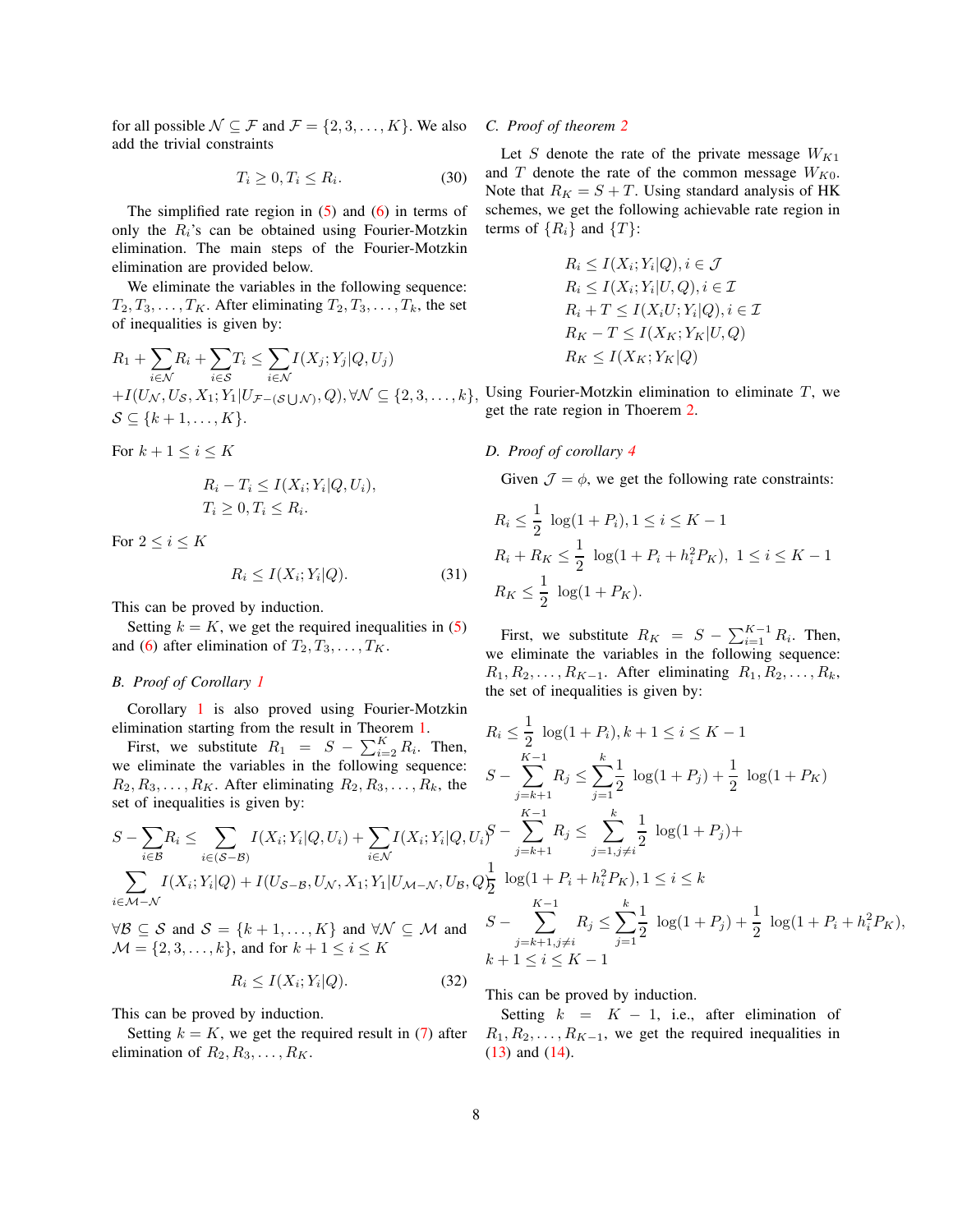for all possible $\mathcal{N} \subseteq \mathcal{F}$ and $\mathcal{F} = \{2, 3, \ldots, K\}$. We also add the trivial constraints

$$T_i \geq 0, T_i \leq R_i. \tag{30}$$

The simplified rate region in (5) and (6) in terms of only the $R_i$'s can be obtained using Fourier-Motzkin elimination. The main steps of the Fourier-Motzkin elimination are provided below.

We eliminate the variables in the following sequence: $T_2, T_3, \ldots, T_K$. After eliminating $T_2, T_3, \ldots, T_k$, the set of inequalities is given by:

$$R_1 + \sum_{i \in \mathcal{N}} R_i + \sum_{i \in \mathcal{S}} T_i \leq \sum_{i \in \mathcal{N}} I(X_j; Y_j | Q, U_j)$$
$$+ I(U_{\mathcal{N}}, U_{\mathcal{S}}, X_1; Y_1 | U_{\mathcal{F}-(\mathcal{S} \bigcup \mathcal{N})}, Q), \forall \mathcal{N} \subseteq \{2, 3, \ldots, k\},$$
$\mathcal{S} \subseteq \{k+1, \ldots, K\}$.

For $k+1 \leq i \leq K$

$$R_i - T_i \leq I(X_i; Y_i | Q, U_i),$$
$$T_i \geq 0, T_i \leq R_i.$$

For $2 \leq i \leq K$

$$R_i \leq I(X_i; Y_i | Q). \tag{31}$$

This can be proved by induction.

Setting $k = K$, we get the required inequalities in (5) and (6) after elimination of $T_2, T_3, \ldots, T_K$.

### B. Proof of Corollary 1

Corollary 1 is also proved using Fourier-Motzkin elimination starting from the result in Theorem 1.

First, we substitute $R_1 = S - \sum_{i=2}^{K} R_i$. Then, we eliminate the variables in the following sequence: $R_2, R_3, \ldots, R_K$. After eliminating $R_2, R_3, \ldots, R_k$, the set of inequalities is given by:

$$S - \sum_{i \in \mathcal{B}} R_i \leq \sum_{i \in (\mathcal{S}-\mathcal{B})} I(X_i; Y_i | Q, U_i) + \sum_{i \in \mathcal{N}} I(X_i; Y_i | Q, U_i)$$
$$\sum_{i \in \mathcal{M}-\mathcal{N}} I(X_i; Y_i | Q) + I(U_{\mathcal{S}-\mathcal{B}}, U_{\mathcal{N}}, X_1; Y_1 | U_{\mathcal{M}-\mathcal{N}}, U_{\mathcal{B}}, Q)$$

$\forall \mathcal{B} \subseteq \mathcal{S}$ and $\mathcal{S} = \{k+1, \ldots, K\}$ and $\forall \mathcal{N} \subseteq \mathcal{M}$ and $\mathcal{M} = \{2, 3, \ldots, k\}$, and for $k+1 \leq i \leq K$

$$R_i \leq I(X_i; Y_i | Q). \tag{32}$$

This can be proved by induction.

Setting $k = K$, we get the required result in (7) after elimination of $R_2, R_3, \ldots, R_K$.

### C. Proof of theorem 2

Let $S$ denote the rate of the private message $W_{K1}$ and $T$ denote the rate of the common message $W_{K0}$. Note that $R_K = S + T$. Using standard analysis of HK schemes, we get the following achievable rate region in terms of $\{R_i\}$ and $\{T\}$:

$$R_i \leq I(X_i; Y_i | Q), i \in \mathcal{J}$$
$$R_i \leq I(X_i; Y_i | U, Q), i \in \mathcal{I}$$
$$R_i + T \leq I(X_i U; Y_i | Q), i \in \mathcal{I}$$
$$R_K - T \leq I(X_K; Y_K | U, Q)$$
$$R_K \leq I(X_K; Y_K | Q)$$

Using Fourier-Motzkin elimination to eliminate $T$, we get the rate region in Thoerem 2.

### D. Proof of corollary 4

Given $\mathcal{J} = \phi$, we get the following rate constraints:

$$R_i \leq \frac{1}{2} \log(1 + P_i), 1 \leq i \leq K-1$$
$$R_i + R_K \leq \frac{1}{2} \log(1 + P_i + h_i^2 P_K), \ 1 \leq i \leq K-1$$
$$R_K \leq \frac{1}{2} \log(1 + P_K).$$

First, we substitute $R_K = S - \sum_{i=1}^{K-1} R_i$. Then, we eliminate the variables in the following sequence: $R_1, R_2, \ldots, R_{K-1}$. After eliminating $R_1, R_2, \ldots, R_k$, the set of inequalities is given by:

$$R_i \leq \frac{1}{2} \log(1 + P_i), k+1 \leq i \leq K-1$$
$$S - \sum_{j=k+1}^{K-1} R_j \leq \sum_{j=1}^{k} \frac{1}{2} \log(1 + P_j) + \frac{1}{2} \log(1 + P_K)$$
$$S - \sum_{j=k+1}^{K-1} R_j \leq \sum_{j=1, j \neq i}^{k} \frac{1}{2} \log(1 + P_j) +$$
$$\frac{1}{2} \log(1 + P_i + h_i^2 P_K), 1 \leq i \leq k$$
$$S - \sum_{j=k+1, j \neq i}^{K-1} R_j \leq \sum_{j=1}^{k} \frac{1}{2} \log(1 + P_j) + \frac{1}{2} \log(1 + P_i + h_i^2 P_K),$$
$k+1 \leq i \leq K-1$

This can be proved by induction.

Setting $k = K-1$, i.e., after elimination of $R_1, R_2, \ldots, R_{K-1}$, we get the required inequalities in (13) and (14).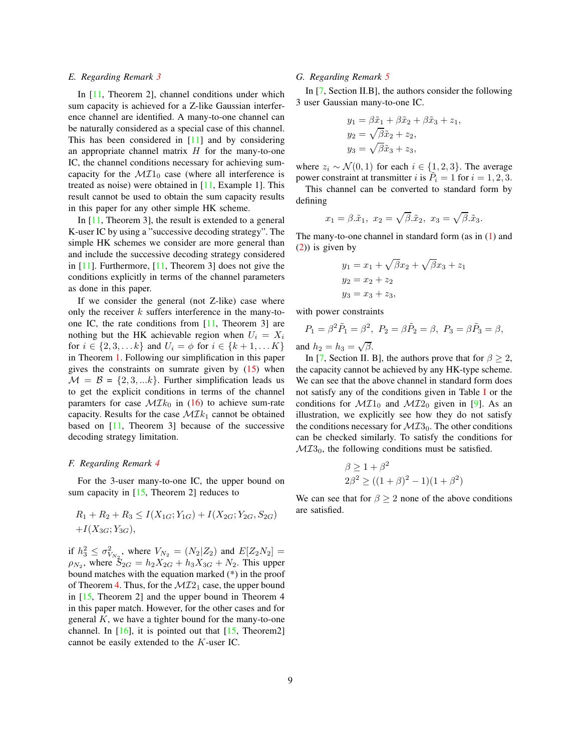### E. Regarding Remark 3

In [11, Theorem 2], channel conditions under which sum capacity is achieved for a Z-like Gaussian interference channel are identified. A many-to-one channel can be naturally considered as a special case of this channel. This has been considered in [11] and by considering an appropriate channel matrix $H$ for the many-to-one IC, the channel conditions necessary for achieving sum-capacity for the $\mathcal{MI}1_0$ case (where all interference is treated as noise) were obtained in [11, Example 1]. This result cannot be used to obtain the sum capacity results in this paper for any other simple HK scheme.

In [11, Theorem 3], the result is extended to a general K-user IC by using a "successive decoding strategy". The simple HK schemes we consider are more general than and include the successive decoding strategy considered in [11]. Furthermore, [11, Theorem 3] does not give the conditions explicitly in terms of the channel parameters as done in this paper.

If we consider the general (not Z-like) case where only the receiver $k$ suffers interference in the many-to-one IC, the rate conditions from [11, Theorem 3] are nothing but the HK achievable region when $U_i = X_i$ for $i \in \{2, 3, \ldots k\}$ and $U_i = \phi$ for $i \in \{k+1, \ldots K\}$ in Theorem 1. Following our simplification in this paper gives the constraints on sumrate given by (15) when $\mathcal{M} = \mathcal{B} = \{2, 3, \ldots k\}$. Further simplification leads us to get the explicit conditions in terms of the channel paramters for case $\mathcal{MI}k_0$ in (16) to achieve sum-rate capacity. Results for the case $\mathcal{MI}k_1$ cannot be obtained based on [11, Theorem 3] because of the successive decoding strategy limitation.

### F. Regarding Remark 4

For the 3-user many-to-one IC, the upper bound on sum capacity in [15, Theorem 2] reduces to

$$R_1 + R_2 + R_3 \leq I(X_{1G}; Y_{1G}) + I(X_{2G}; Y_{2G}, S_{2G}) + I(X_{3G}; Y_{3G}),$$

if $h_3^2 \leq \sigma^2_{V_{N_2}}$, where $V_{N_2} = (N_2 | Z_2)$ and $E[Z_2 N_2] = \rho_{N_2}$, where $S_{2G} = h_2 X_{2G} + h_3 X_{3G} + N_2$. This upper bound matches with the equation marked (*) in the proof of Theorem 4. Thus, for the $\mathcal{MI}2_1$ case, the upper bound in [15, Theorem 2] and the upper bound in Theorem 4 in this paper match. However, for the other cases and for general $K$, we have a tighter bound for the many-to-one channel. In [16], it is pointed out that [15, Theorem2] cannot be easily extended to the $K$-user IC.

### G. Regarding Remark 5

In [7, Section II.B], the authors consider the following 3 user Gaussian many-to-one IC.

$$y_1 = \beta\tilde{x}_1 + \beta\tilde{x}_2 + \beta\tilde{x}_3 + z_1,$$
$$y_2 = \sqrt{\beta}\tilde{x}_2 + z_2,$$
$$y_3 = \sqrt{\beta}\tilde{x}_3 + z_3,$$

where $z_i \sim \mathcal{N}(0, 1)$ for each $i \in \{1, 2, 3\}$. The average power constraint at transmitter $i$ is $\tilde{P}_i = 1$ for $i = 1, 2, 3$.

This channel can be converted to standard form by defining

$$x_1 = \beta.\tilde{x}_1, \; x_2 = \sqrt{\beta}.\tilde{x}_2, \; x_3 = \sqrt{\beta}.\tilde{x}_3.$$

The many-to-one channel in standard form (as in (1) and (2)) is given by

$$y_1 = x_1 + \sqrt{\beta}x_2 + \sqrt{\beta}x_3 + z_1$$
$$y_2 = x_2 + z_2$$
$$y_3 = x_3 + z_3,$$

with power constraints

$$P_1 = \beta^2\tilde{P}_1 = \beta^2, \; P_2 = \beta\tilde{P}_2 = \beta, \; P_3 = \beta\tilde{P}_3 = \beta,$$

and $h_2 = h_3 = \sqrt{\beta}$.

In [7, Section II. B], the authors prove that for $\beta \geq 2$, the capacity cannot be achieved by any HK-type scheme. We can see that the above channel in standard form does not satisfy any of the conditions given in Table I or the conditions for $\mathcal{MI}1_0$ and $\mathcal{MI}2_0$ given in [9]. As an illustration, we explicitly see how they do not satisfy the conditions necessary for $\mathcal{MI}3_0$. The other conditions can be checked similarly. To satisfy the conditions for $\mathcal{MI}3_0$, the following conditions must be satisfied.

$$\beta \geq 1 + \beta^2$$
$$2\beta^2 \geq ((1+\beta)^2 - 1)(1 + \beta^2)$$

We can see that for $\beta \geq 2$ none of the above conditions are satisfied.